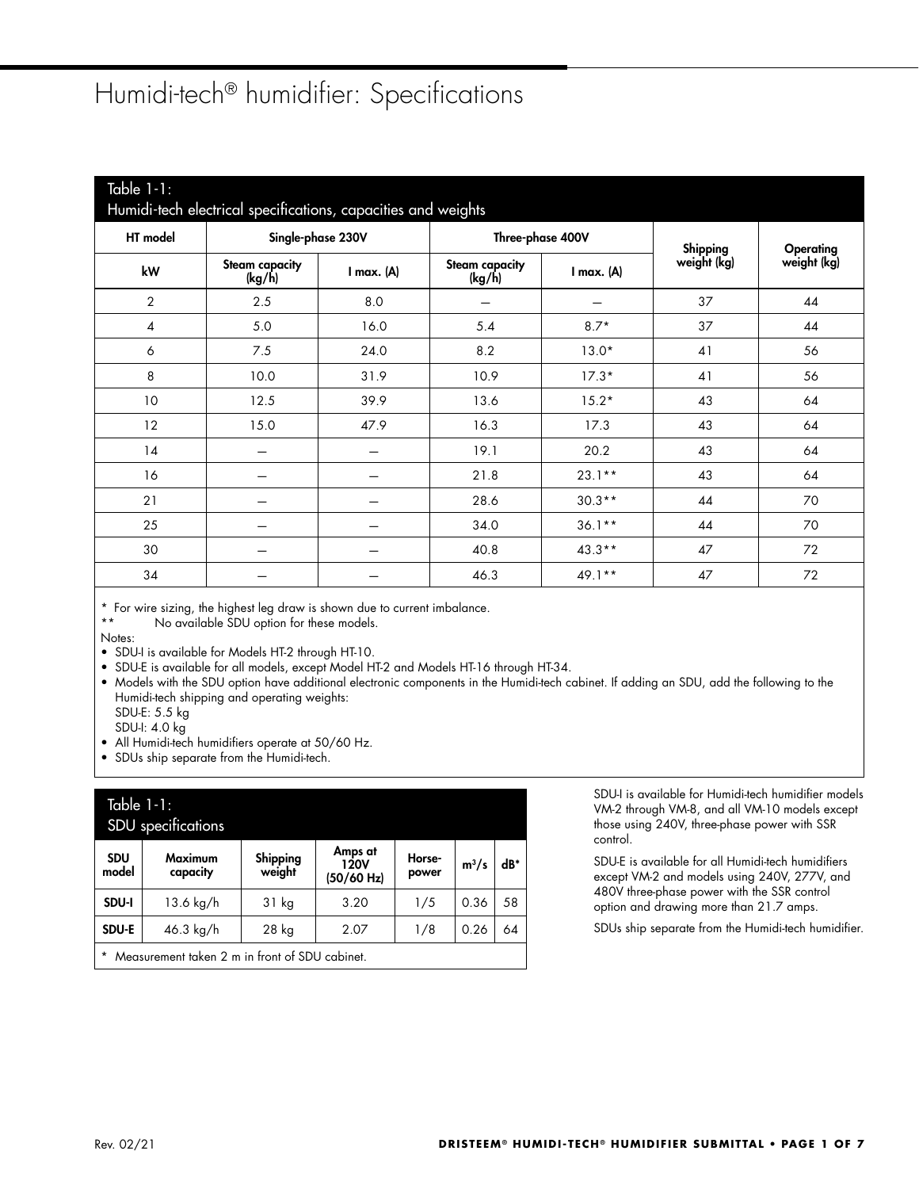# Humidi-tech® humidifier: Specifications

Table 1-1:
Humidi-tech electrical specifications, capacities and weights

| HT model | Single-phase 230V | | Three-phase 400V | | Shipping weight (kg) | Operating weight (kg) |
|---|---|---|---|---|---|---|
| kW | Steam capacity (kg/h) | I max. (A) | Steam capacity (kg/h) | I max. (A) | | |
| 2 | 2.5 | 8.0 | — | — | 37 | 44 |
| 4 | 5.0 | 16.0 | 5.4 | 8.7* | 37 | 44 |
| 6 | 7.5 | 24.0 | 8.2 | 13.0* | 41 | 56 |
| 8 | 10.0 | 31.9 | 10.9 | 17.3* | 41 | 56 |
| 10 | 12.5 | 39.9 | 13.6 | 15.2* | 43 | 64 |
| 12 | 15.0 | 47.9 | 16.3 | 17.3 | 43 | 64 |
| 14 | — | — | 19.1 | 20.2 | 43 | 64 |
| 16 | — | — | 21.8 | 23.1** | 43 | 64 |
| 21 | — | — | 28.6 | 30.3** | 44 | 70 |
| 25 | — | — | 34.0 | 36.1** | 44 | 70 |
| 30 | — | — | 40.8 | 43.3** | 47 | 72 |
| 34 | — | — | 46.3 | 49.1** | 47 | 72 |

\* For wire sizing, the highest leg draw is shown due to current imbalance.
** No available SDU option for these models.

Notes:
- SDU-I is available for Models HT-2 through HT-10.
- SDU-E is available for all models, except Model HT-2 and Models HT-16 through HT-34.
- Models with the SDU option have additional electronic components in the Humidi-tech cabinet. If adding an SDU, add the following to the Humidi-tech shipping and operating weights:
  SDU-E: 5.5 kg
  SDU-I: 4.0 kg
- All Humidi-tech humidifiers operate at 50/60 Hz.
- SDUs ship separate from the Humidi-tech.

Table 1-1:
SDU specifications

| SDU model | Maximum capacity | Shipping weight | Amps at 120V (50/60 Hz) | Horse-power | $m^3/s$ | dB* |
|---|---|---|---|---|---|---|
| SDU-I | 13.6 kg/h | 31 kg | 3.20 | 1/5 | 0.36 | 58 |
| SDU-E | 46.3 kg/h | 28 kg | 2.07 | 1/8 | 0.26 | 64 |

\* Measurement taken 2 m in front of SDU cabinet.

SDU-I is available for Humidi-tech humidifier models VM-2 through VM-8, and all VM-10 models except those using 240V, three-phase power with SSR control.

SDU-E is available for all Humidi-tech humidifiers except VM-2 and models using 240V, 277V, and 480V three-phase power with the SSR control option and drawing more than 21.7 amps.

SDUs ship separate from the Humidi-tech humidifier.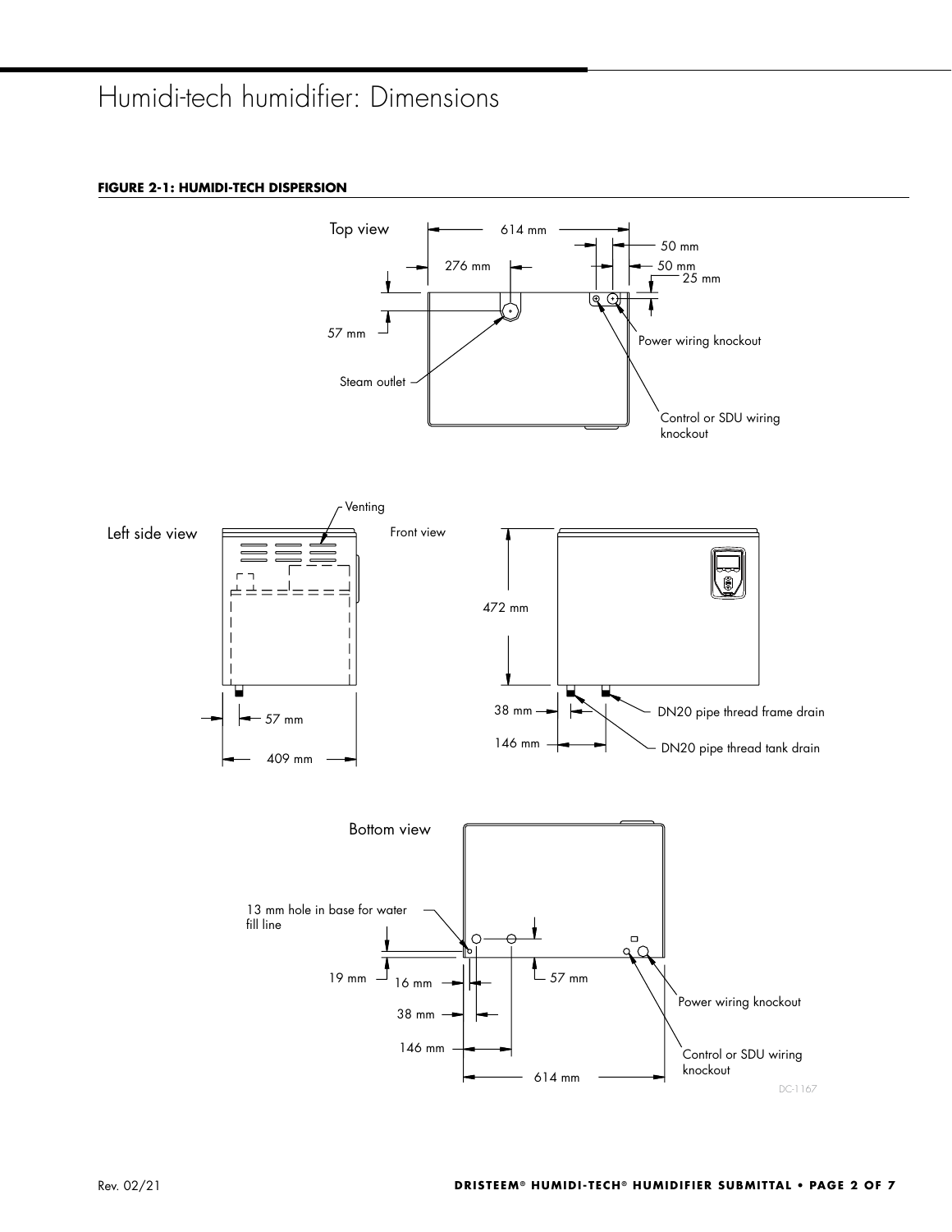# Humidi-tech humidifier: Dimensions

**FIGURE 2-1: HUMIDI-TECH DISPERSION**

Top view

614 mm

50 mm

50 mm

25 mm

276 mm

57 mm

Power wiring knockout

Steam outlet

Control or SDU wiring knockout

Venting

Left side view

Front view

472 mm

57 mm

409 mm

38 mm

146 mm

DN20 pipe thread frame drain

DN20 pipe thread tank drain

Bottom view

13 mm hole in base for water fill line

19 mm

16 mm

57 mm

38 mm

146 mm

614 mm

Power wiring knockout

Control or SDU wiring knockout

DC-1167

Rev. 02/21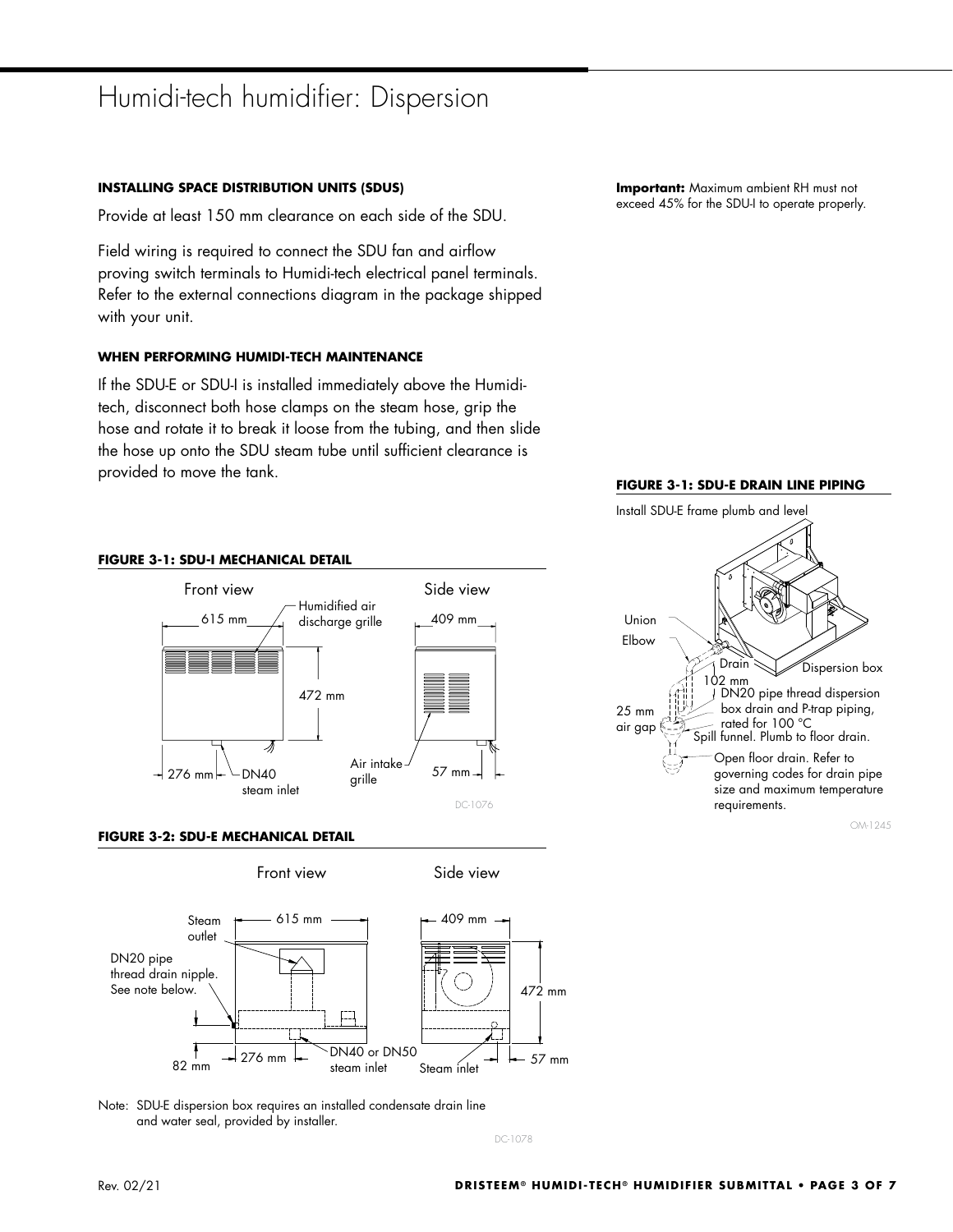# Humidi-tech humidifier: Dispersion

**INSTALLING SPACE DISTRIBUTION UNITS (SDUS)**

Provide at least 150 mm clearance on each side of the SDU.

Field wiring is required to connect the SDU fan and airflow proving switch terminals to Humidi-tech electrical panel terminals. Refer to the external connections diagram in the package shipped with your unit.

**WHEN PERFORMING HUMIDI-TECH MAINTENANCE**

If the SDU-E or SDU-I is installed immediately above the Humidi-tech, disconnect both hose clamps on the steam hose, grip the hose and rotate it to break it loose from the tubing, and then slide the hose up onto the SDU steam tube until sufficient clearance is provided to move the tank.

**FIGURE 3-1: SDU-I MECHANICAL DETAIL**

Front view — 615 mm; Humidified air discharge grille; 472 mm; 276 mm; DN40 steam inlet

Side view — 409 mm; Air intake grille; 57 mm

DC-1076

**FIGURE 3-2: SDU-E MECHANICAL DETAIL**

Front view — Steam outlet; 615 mm; DN20 pipe thread drain nipple. See note below.; 82 mm; 276 mm; DN40 or DN50 steam inlet

Side view — 409 mm; 472 mm; Steam inlet; 57 mm

Note: SDU-E dispersion box requires an installed condensate drain line and water seal, provided by installer.

DC-1078

**Important:** Maximum ambient RH must not exceed 45% for the SDU-I to operate properly.

**FIGURE 3-1: SDU-E DRAIN LINE PIPING**

Install SDU-E frame plumb and level

Union; Elbow; Drain; Dispersion box; 102 mm; DN20 pipe thread dispersion box drain and P-trap piping, rated for 100 °C; 25 mm air gap; Spill funnel. Plumb to floor drain.; Open floor drain. Refer to governing codes for drain pipe size and maximum temperature requirements.

OM-1245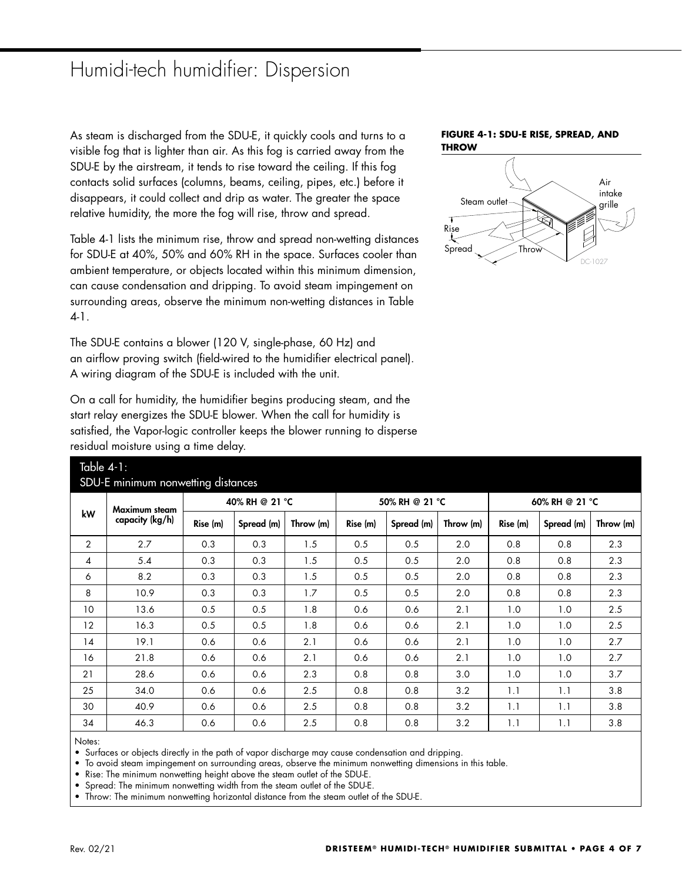# Humidi-tech humidifier: Dispersion

As steam is discharged from the SDU-E, it quickly cools and turns to a visible fog that is lighter than air. As this fog is carried away from the SDU-E by the airstream, it tends to rise toward the ceiling. If this fog contacts solid surfaces (columns, beams, ceiling, pipes, etc.) before it disappears, it could collect and drip as water. The greater the space relative humidity, the more the fog will rise, throw and spread.

Table 4-1 lists the minimum rise, throw and spread non-wetting distances for SDU-E at 40%, 50% and 60% RH in the space. Surfaces cooler than ambient temperature, or objects located within this minimum dimension, can cause condensation and dripping. To avoid steam impingement on surrounding areas, observe the minimum non-wetting distances in Table 4-1.

The SDU-E contains a blower (120 V, single-phase, 60 Hz) and an airflow proving switch (field-wired to the humidifier electrical panel). A wiring diagram of the SDU-E is included with the unit.

On a call for humidity, the humidifier begins producing steam, and the start relay energizes the SDU-E blower. When the call for humidity is satisfied, the Vapor-logic controller keeps the blower running to disperse residual moisture using a time delay.

**FIGURE 4-1: SDU-E RISE, SPREAD, AND THROW**

Steam outlet, Air intake grille, Rise, Spread, Throw

DC-1027

Table 4-1:
SDU-E minimum nonwetting distances

| kW | Maximum steam capacity (kg/h) | 40% RH @ 21 °C | | | 50% RH @ 21 °C | | | 60% RH @ 21 °C | | |
|---|---|---|---|---|---|---|---|---|---|---|
| | | Rise (m) | Spread (m) | Throw (m) | Rise (m) | Spread (m) | Throw (m) | Rise (m) | Spread (m) | Throw (m) |
| 2 | 2.7 | 0.3 | 0.3 | 1.5 | 0.5 | 0.5 | 2.0 | 0.8 | 0.8 | 2.3 |
| 4 | 5.4 | 0.3 | 0.3 | 1.5 | 0.5 | 0.5 | 2.0 | 0.8 | 0.8 | 2.3 |
| 6 | 8.2 | 0.3 | 0.3 | 1.5 | 0.5 | 0.5 | 2.0 | 0.8 | 0.8 | 2.3 |
| 8 | 10.9 | 0.3 | 0.3 | 1.7 | 0.5 | 0.5 | 2.0 | 0.8 | 0.8 | 2.3 |
| 10 | 13.6 | 0.5 | 0.5 | 1.8 | 0.6 | 0.6 | 2.1 | 1.0 | 1.0 | 2.5 |
| 12 | 16.3 | 0.5 | 0.5 | 1.8 | 0.6 | 0.6 | 2.1 | 1.0 | 1.0 | 2.5 |
| 14 | 19.1 | 0.6 | 0.6 | 2.1 | 0.6 | 0.6 | 2.1 | 1.0 | 1.0 | 2.7 |
| 16 | 21.8 | 0.6 | 0.6 | 2.1 | 0.6 | 0.6 | 2.1 | 1.0 | 1.0 | 2.7 |
| 21 | 28.6 | 0.6 | 0.6 | 2.3 | 0.8 | 0.8 | 3.0 | 1.0 | 1.0 | 3.7 |
| 25 | 34.0 | 0.6 | 0.6 | 2.5 | 0.8 | 0.8 | 3.2 | 1.1 | 1.1 | 3.8 |
| 30 | 40.9 | 0.6 | 0.6 | 2.5 | 0.8 | 0.8 | 3.2 | 1.1 | 1.1 | 3.8 |
| 34 | 46.3 | 0.6 | 0.6 | 2.5 | 0.8 | 0.8 | 3.2 | 1.1 | 1.1 | 3.8 |

Notes:

- Surfaces or objects directly in the path of vapor discharge may cause condensation and dripping.
- To avoid steam impingement on surrounding areas, observe the minimum nonwetting dimensions in this table.
- Rise: The minimum nonwetting height above the steam outlet of the SDU-E.
- Spread: The minimum nonwetting width from the steam outlet of the SDU-E.
- Throw: The minimum nonwetting horizontal distance from the steam outlet of the SDU-E.

Rev. 02/21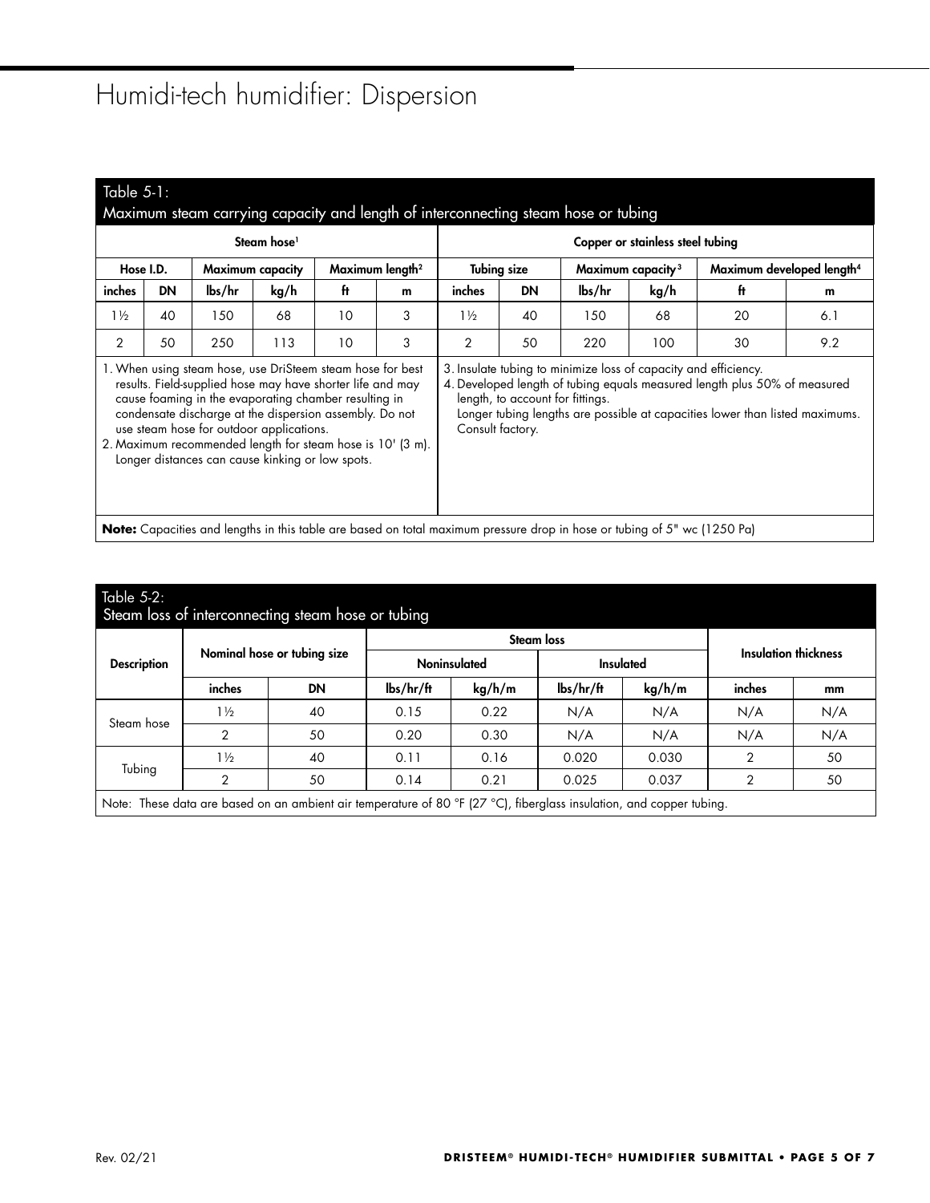# Humidi-tech humidifier: Dispersion

**Table 5-1: Maximum steam carrying capacity and length of interconnecting steam hose or tubing**

| Steam hose[1] | | | | | | Copper or stainless steel tubing | | | | | |
|---|---|---|---|---|---|---|---|---|---|---|---|
| Hose I.D. | | Maximum capacity | | Maximum length[2] | | Tubing size | | Maximum capacity[3] | | Maximum developed length[4] | |
| inches | DN | lbs/hr | kg/h | ft | m | inches | DN | lbs/hr | kg/h | ft | m |
| 1½ | 40 | 150 | 68 | 10 | 3 | 1½ | 40 | 150 | 68 | 20 | 6.1 |
| 2 | 50 | 250 | 113 | 10 | 3 | 2 | 50 | 220 | 100 | 30 | 9.2 |

1. When using steam hose, use DriSteem steam hose for best results. Field-supplied hose may have shorter life and may cause foaming in the evaporating chamber resulting in condensate discharge at the dispersion assembly. Do not use steam hose for outdoor applications.
2. Maximum recommended length for steam hose is 10' (3 m). Longer distances can cause kinking or low spots.
3. Insulate tubing to minimize loss of capacity and efficiency.
4. Developed length of tubing equals measured length plus 50% of measured length, to account for fittings.
   Longer tubing lengths are possible at capacities lower than listed maximums. Consult factory.

**Note:** Capacities and lengths in this table are based on total maximum pressure drop in hose or tubing of 5" wc (1250 Pa)

**Table 5-2: Steam loss of interconnecting steam hose or tubing**

| Description | Nominal hose or tubing size | | Steam loss | | | | Insulation thickness | |
|---|---|---|---|---|---|---|---|---|
| | | | Noninsulated | | Insulated | | | |
| | inches | DN | lbs/hr/ft | kg/h/m | lbs/hr/ft | kg/h/m | inches | mm |
| Steam hose | 1½ | 40 | 0.15 | 0.22 | N/A | N/A | N/A | N/A |
| | 2 | 50 | 0.20 | 0.30 | N/A | N/A | N/A | N/A |
| Tubing | 1½ | 40 | 0.11 | 0.16 | 0.020 | 0.030 | 2 | 50 |
| | 2 | 50 | 0.14 | 0.21 | 0.025 | 0.037 | 2 | 50 |

Note: These data are based on an ambient air temperature of 80 °F (27 °C), fiberglass insulation, and copper tubing.

Rev. 02/21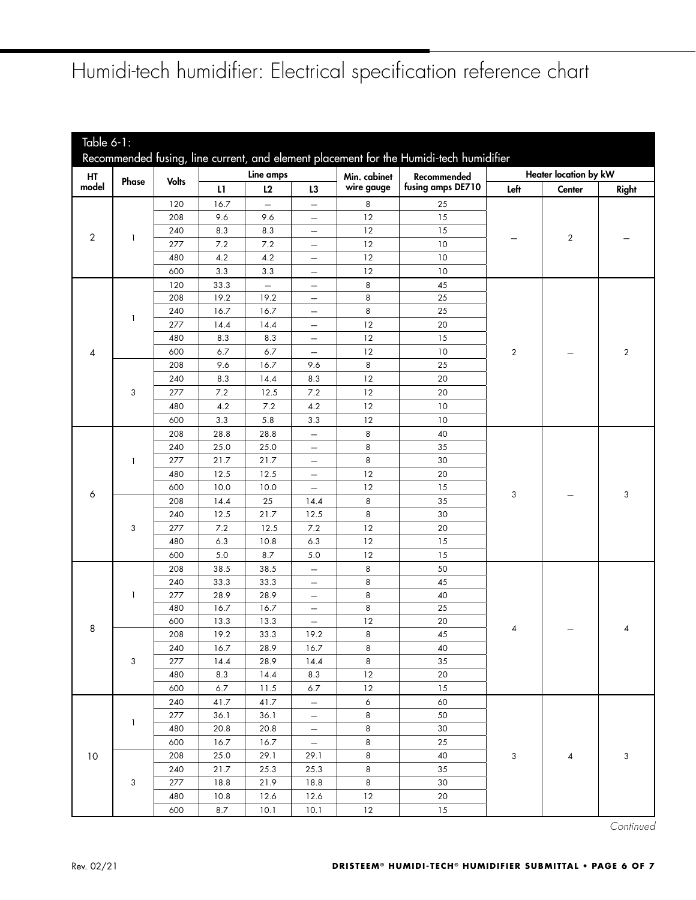# Humidi-tech humidifier: Electrical specification reference chart

Table 6-1:
Recommended fusing, line current, and element placement for the Humidi-tech humidifier

| HT model | Phase | Volts | Line amps | | | Min. cabinet wire gauge | Recommended fusing amps DE710 | Heater location by kW | | |
|---|---|---|---|---|---|---|---|---|---|---|
| | | | L1 | L2 | L3 | | | Left | Center | Right |
| 2 | 1 | 120 | 16.7 | – | – | 8 | 25 | – | 2 | – |
| | | 208 | 9.6 | 9.6 | – | 12 | 15 | | | |
| | | 240 | 8.3 | 8.3 | – | 12 | 15 | | | |
| | | 277 | 7.2 | 7.2 | – | 12 | 10 | | | |
| | | 480 | 4.2 | 4.2 | – | 12 | 10 | | | |
| | | 600 | 3.3 | 3.3 | – | 12 | 10 | | | |
| 4 | 1 | 120 | 33.3 | – | – | 8 | 45 | 2 | – | 2 |
| | | 208 | 19.2 | 19.2 | – | 8 | 25 | | | |
| | | 240 | 16.7 | 16.7 | – | 8 | 25 | | | |
| | | 277 | 14.4 | 14.4 | – | 12 | 20 | | | |
| | | 480 | 8.3 | 8.3 | – | 12 | 15 | | | |
| | | 600 | 6.7 | 6.7 | – | 12 | 10 | | | |
| | 3 | 208 | 9.6 | 16.7 | 9.6 | 8 | 25 | | | |
| | | 240 | 8.3 | 14.4 | 8.3 | 12 | 20 | | | |
| | | 277 | 7.2 | 12.5 | 7.2 | 12 | 20 | | | |
| | | 480 | 4.2 | 7.2 | 4.2 | 12 | 10 | | | |
| | | 600 | 3.3 | 5.8 | 3.3 | 12 | 10 | | | |
| 6 | 1 | 208 | 28.8 | 28.8 | – | 8 | 40 | 3 | – | 3 |
| | | 240 | 25.0 | 25.0 | – | 8 | 35 | | | |
| | | 277 | 21.7 | 21.7 | – | 8 | 30 | | | |
| | | 480 | 12.5 | 12.5 | – | 12 | 20 | | | |
| | | 600 | 10.0 | 10.0 | – | 12 | 15 | | | |
| | 3 | 208 | 14.4 | 25 | 14.4 | 8 | 35 | | | |
| | | 240 | 12.5 | 21.7 | 12.5 | 8 | 30 | | | |
| | | 277 | 7.2 | 12.5 | 7.2 | 12 | 20 | | | |
| | | 480 | 6.3 | 10.8 | 6.3 | 12 | 15 | | | |
| | | 600 | 5.0 | 8.7 | 5.0 | 12 | 15 | | | |
| 8 | 1 | 208 | 38.5 | 38.5 | – | 8 | 50 | 4 | – | 4 |
| | | 240 | 33.3 | 33.3 | – | 8 | 45 | | | |
| | | 277 | 28.9 | 28.9 | – | 8 | 40 | | | |
| | | 480 | 16.7 | 16.7 | – | 8 | 25 | | | |
| | | 600 | 13.3 | 13.3 | – | 12 | 20 | | | |
| | 3 | 208 | 19.2 | 33.3 | 19.2 | 8 | 45 | | | |
| | | 240 | 16.7 | 28.9 | 16.7 | 8 | 40 | | | |
| | | 277 | 14.4 | 28.9 | 14.4 | 8 | 35 | | | |
| | | 480 | 8.3 | 14.4 | 8.3 | 12 | 20 | | | |
| | | 600 | 6.7 | 11.5 | 6.7 | 12 | 15 | | | |
| 10 | 1 | 240 | 41.7 | 41.7 | – | 6 | 60 | 3 | 4 | 3 |
| | | 277 | 36.1 | 36.1 | – | 8 | 50 | | | |
| | | 480 | 20.8 | 20.8 | – | 8 | 30 | | | |
| | | 600 | 16.7 | 16.7 | – | 8 | 25 | | | |
| | 3 | 208 | 25.0 | 29.1 | 29.1 | 8 | 40 | | | |
| | | 240 | 21.7 | 25.3 | 25.3 | 8 | 35 | | | |
| | | 277 | 18.8 | 21.9 | 18.8 | 8 | 30 | | | |
| | | 480 | 10.8 | 12.6 | 12.6 | 12 | 20 | | | |
| | | 600 | 8.7 | 10.1 | 10.1 | 12 | 15 | | | |

*Continued*

Rev. 02/21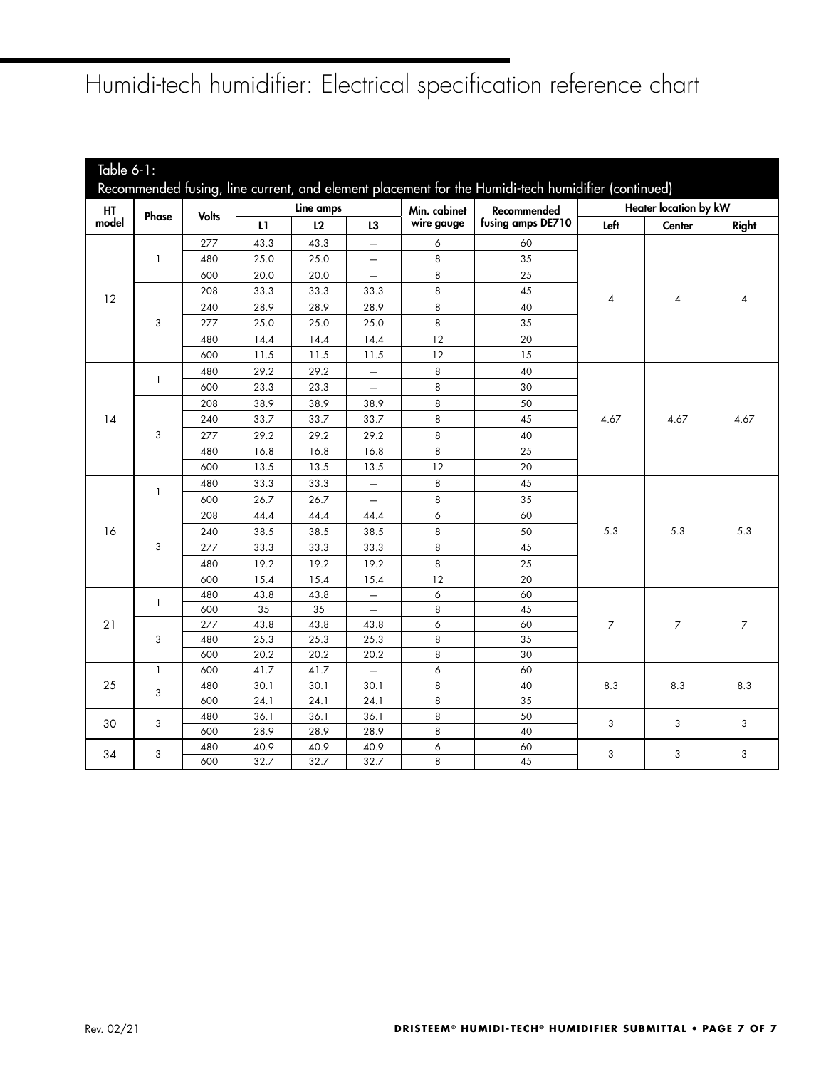# Humidi-tech humidifier: Electrical specification reference chart

Table 6-1:
Recommended fusing, line current, and element placement for the Humidi-tech humidifier (continued)

| HT model | Phase | Volts | Line amps | | | Min. cabinet wire gauge | Recommended fusing amps DE710 | Heater location by kW | | |
|---|---|---|---|---|---|---|---|---|---|---|
| | | | L1 | L2 | L3 | | | Left | Center | Right |
| 12 | 1 | 277 | 43.3 | 43.3 | – | 6 | 60 | 4 | 4 | 4 |
| | | 480 | 25.0 | 25.0 | – | 8 | 35 | | | |
| | | 600 | 20.0 | 20.0 | – | 8 | 25 | | | |
| | 3 | 208 | 33.3 | 33.3 | 33.3 | 8 | 45 | | | |
| | | 240 | 28.9 | 28.9 | 28.9 | 8 | 40 | | | |
| | | 277 | 25.0 | 25.0 | 25.0 | 8 | 35 | | | |
| | | 480 | 14.4 | 14.4 | 14.4 | 12 | 20 | | | |
| | | 600 | 11.5 | 11.5 | 11.5 | 12 | 15 | | | |
| 14 | 1 | 480 | 29.2 | 29.2 | – | 8 | 40 | 4.67 | 4.67 | 4.67 |
| | | 600 | 23.3 | 23.3 | – | 8 | 30 | | | |
| | 3 | 208 | 38.9 | 38.9 | 38.9 | 8 | 50 | | | |
| | | 240 | 33.7 | 33.7 | 33.7 | 8 | 45 | | | |
| | | 277 | 29.2 | 29.2 | 29.2 | 8 | 40 | | | |
| | | 480 | 16.8 | 16.8 | 16.8 | 8 | 25 | | | |
| | | 600 | 13.5 | 13.5 | 13.5 | 12 | 20 | | | |
| 16 | 1 | 480 | 33.3 | 33.3 | – | 8 | 45 | 5.3 | 5.3 | 5.3 |
| | | 600 | 26.7 | 26.7 | – | 8 | 35 | | | |
| | 3 | 208 | 44.4 | 44.4 | 44.4 | 6 | 60 | | | |
| | | 240 | 38.5 | 38.5 | 38.5 | 8 | 50 | | | |
| | | 277 | 33.3 | 33.3 | 33.3 | 8 | 45 | | | |
| | | 480 | 19.2 | 19.2 | 19.2 | 8 | 25 | | | |
| | | 600 | 15.4 | 15.4 | 15.4 | 12 | 20 | | | |
| 21 | 1 | 480 | 43.8 | 43.8 | – | 6 | 60 | 7 | 7 | 7 |
| | | 600 | 35 | 35 | – | 8 | 45 | | | |
| | 3 | 277 | 43.8 | 43.8 | 43.8 | 6 | 60 | | | |
| | | 480 | 25.3 | 25.3 | 25.3 | 8 | 35 | | | |
| | | 600 | 20.2 | 20.2 | 20.2 | 8 | 30 | | | |
| 25 | 1 | 600 | 41.7 | 41.7 | – | 6 | 60 | 8.3 | 8.3 | 8.3 |
| | 3 | 480 | 30.1 | 30.1 | 30.1 | 8 | 40 | | | |
| | | 600 | 24.1 | 24.1 | 24.1 | 8 | 35 | | | |
| 30 | 3 | 480 | 36.1 | 36.1 | 36.1 | 8 | 50 | 3 | 3 | 3 |
| | | 600 | 28.9 | 28.9 | 28.9 | 8 | 40 | | | |
| 34 | 3 | 480 | 40.9 | 40.9 | 40.9 | 6 | 60 | 3 | 3 | 3 |
| | | 600 | 32.7 | 32.7 | 32.7 | 8 | 45 | | | |

Rev. 02/21